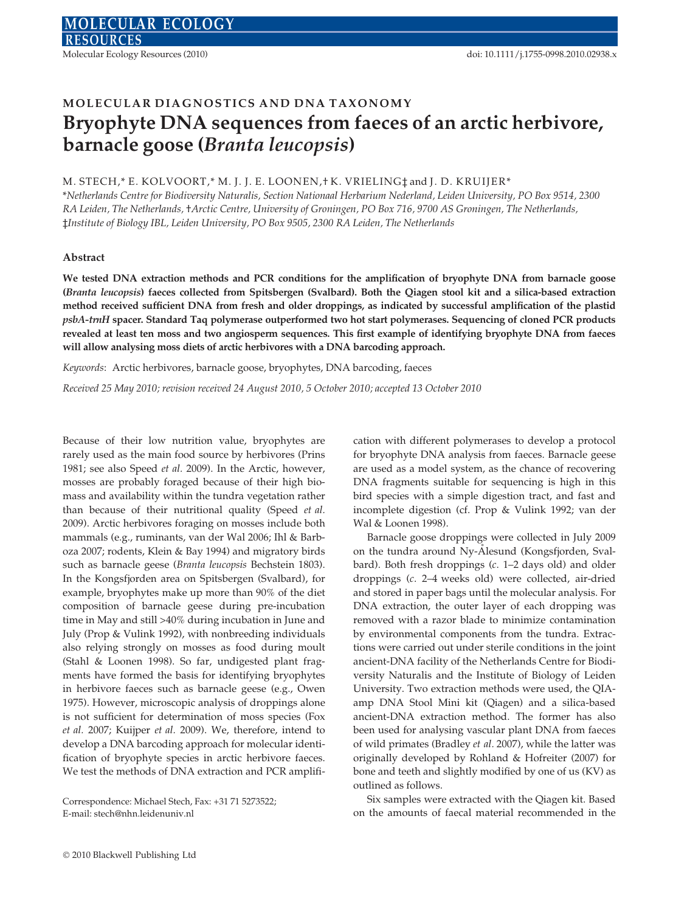MOLECULAR DIAGNOSTICS AND DNA TAXONOMY

# Bryophyte DNA sequences from faeces of an arctic herbivore, barnacle goose (*Branta leucopsis*)

M. STECH,* E. KOLVOORT,* M. J. J. E. LOONEN,† K. VRIELING‡ and J. D. KRUIJER*

*Netherlands Centre for Biodiversity Naturalis, Section Nationaal Herbarium Nederland, Leiden University, PO Box 9514, 2300 RA Leiden, The Netherlands, †Arctic Centre, University of Groningen, PO Box 716, 9700 AS Groningen, The Netherlands, ‡Institute of Biology IBL, Leiden University, PO Box 9505, 2300 RA Leiden, The Netherlands*

## Abstract

**We tested DNA extraction methods and PCR conditions for the amplification of bryophyte DNA from barnacle goose (*Branta leucopsis*) faeces collected from Spitsbergen (Svalbard). Both the Qiagen stool kit and a silica-based extraction method received sufficient DNA from fresh and older droppings, as indicated by successful amplification of the plastid *psbA-trnH* spacer. Standard Taq polymerase outperformed two hot start polymerases. Sequencing of cloned PCR products revealed at least ten moss and two angiosperm sequences. This first example of identifying bryophyte DNA from faeces will allow analysing moss diets of arctic herbivores with a DNA barcoding approach.**

*Keywords*: Arctic herbivores, barnacle goose, bryophytes, DNA barcoding, faeces

*Received 25 May 2010; revision received 24 August 2010, 5 October 2010; accepted 13 October 2010*

Because of their low nutrition value, bryophytes are rarely used as the main food source by herbivores (Prins 1981; see also Speed *et al.* 2009). In the Arctic, however, mosses are probably foraged because of their high biomass and availability within the tundra vegetation rather than because of their nutritional quality (Speed *et al.* 2009). Arctic herbivores foraging on mosses include both mammals (e.g., ruminants, van der Wal 2006; Ihl & Barboza 2007; rodents, Klein & Bay 1994) and migratory birds such as barnacle geese (*Branta leucopsis* Bechstein 1803). In the Kongsfjorden area on Spitsbergen (Svalbard), for example, bryophytes make up more than 90% of the diet composition of barnacle geese during pre-incubation time in May and still >40% during incubation in June and July (Prop & Vulink 1992), with nonbreeding individuals also relying strongly on mosses as food during moult (Stahl & Loonen 1998). So far, undigested plant fragments have formed the basis for identifying bryophytes in herbivore faeces such as barnacle geese (e.g., Owen 1975). However, microscopic analysis of droppings alone is not sufficient for determination of moss species (Fox *et al.* 2007; Kuijper *et al.* 2009). We, therefore, intend to develop a DNA barcoding approach for molecular identification of bryophyte species in arctic herbivore faeces. We test the methods of DNA extraction and PCR amplification with different polymerases to develop a protocol for bryophyte DNA analysis from faeces. Barnacle geese are used as a model system, as the chance of recovering DNA fragments suitable for sequencing is high in this bird species with a simple digestion tract, and fast and incomplete digestion (cf. Prop & Vulink 1992; van der Wal & Loonen 1998).

Barnacle goose droppings were collected in July 2009 on the tundra around Ny-Ålesund (Kongsfjorden, Svalbard). Both fresh droppings (*c.* 1–2 days old) and older droppings (*c.* 2–4 weeks old) were collected, air-dried and stored in paper bags until the molecular analysis. For DNA extraction, the outer layer of each dropping was removed with a razor blade to minimize contamination by environmental components from the tundra. Extractions were carried out under sterile conditions in the joint ancient-DNA facility of the Netherlands Centre for Biodiversity Naturalis and the Institute of Biology of Leiden University. Two extraction methods were used, the QIAamp DNA Stool Mini kit (Qiagen) and a silica-based ancient-DNA extraction method. The former has also been used for analysing vascular plant DNA from faeces of wild primates (Bradley *et al.* 2007), while the latter was originally developed by Rohland & Hofreiter (2007) for bone and teeth and slightly modified by one of us (KV) as outlined as follows.

Six samples were extracted with the Qiagen kit. Based on the amounts of faecal material recommended in the

Correspondence: Michael Stech, Fax: +31 71 5273522; E-mail: stech@nhn.leidenuniv.nl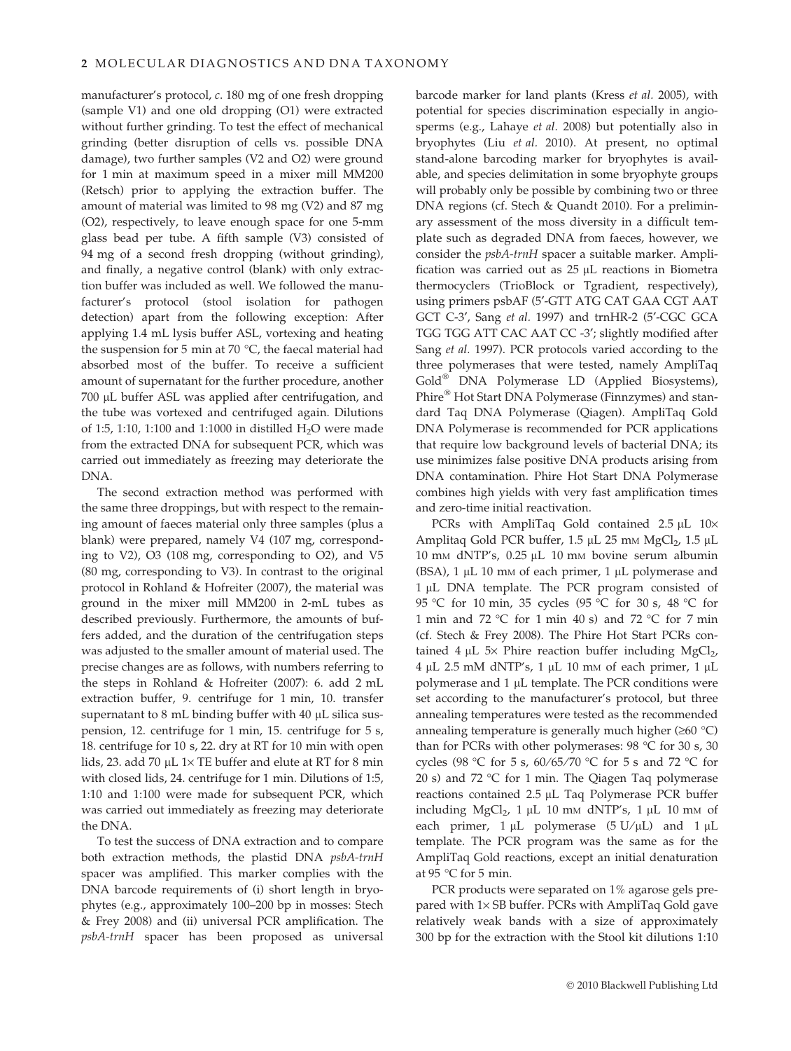manufacturer's protocol, *c.* 180 mg of one fresh dropping (sample V1) and one old dropping (O1) were extracted without further grinding. To test the effect of mechanical grinding (better disruption of cells vs. possible DNA damage), two further samples (V2 and O2) were ground for 1 min at maximum speed in a mixer mill MM200 (Retsch) prior to applying the extraction buffer. The amount of material was limited to 98 mg (V2) and 87 mg (O2), respectively, to leave enough space for one 5-mm glass bead per tube. A fifth sample (V3) consisted of 94 mg of a second fresh dropping (without grinding), and finally, a negative control (blank) with only extraction buffer was included as well. We followed the manufacturer's protocol (stool isolation for pathogen detection) apart from the following exception: After applying 1.4 mL lysis buffer ASL, vortexing and heating the suspension for 5 min at 70 °C, the faecal material had absorbed most of the buffer. To receive a sufficient amount of supernatant for the further procedure, another 700 μL buffer ASL was applied after centrifugation, and the tube was vortexed and centrifuged again. Dilutions of 1:5, 1:10, 1:100 and 1:1000 in distilled $H_2O$ were made from the extracted DNA for subsequent PCR, which was carried out immediately as freezing may deteriorate the DNA.

The second extraction method was performed with the same three droppings, but with respect to the remaining amount of faeces material only three samples (plus a blank) were prepared, namely V4 (107 mg, corresponding to V2), O3 (108 mg, corresponding to O2), and V5 (80 mg, corresponding to V3). In contrast to the original protocol in Rohland & Hofreiter (2007), the material was ground in the mixer mill MM200 in 2-mL tubes as described previously. Furthermore, the amounts of buffers added, and the duration of the centrifugation steps was adjusted to the smaller amount of material used. The precise changes are as follows, with numbers referring to the steps in Rohland & Hofreiter (2007): 6. add 2 mL extraction buffer, 9. centrifuge for 1 min, 10. transfer supernatant to 8 mL binding buffer with 40 μL silica suspension, 12. centrifuge for 1 min, 15. centrifuge for 5 s, 18. centrifuge for 10 s, 22. dry at RT for 10 min with open lids, 23. add 70 μL 1× TE buffer and elute at RT for 8 min with closed lids, 24. centrifuge for 1 min. Dilutions of 1:5, 1:10 and 1:100 were made for subsequent PCR, which was carried out immediately as freezing may deteriorate the DNA.

To test the success of DNA extraction and to compare both extraction methods, the plastid DNA *psbA-trnH* spacer was amplified. This marker complies with the DNA barcode requirements of (i) short length in bryophytes (e.g., approximately 100–200 bp in mosses: Stech & Frey 2008) and (ii) universal PCR amplification. The *psbA-trnH* spacer has been proposed as universal barcode marker for land plants (Kress *et al.* 2005), with potential for species discrimination especially in angiosperms (e.g., Lahaye *et al.* 2008) but potentially also in bryophytes (Liu *et al.* 2010). At present, no optimal stand-alone barcoding marker for bryophytes is available, and species delimitation in some bryophyte groups will probably only be possible by combining two or three DNA regions (cf. Stech & Quandt 2010). For a preliminary assessment of the moss diversity in a difficult template such as degraded DNA from faeces, however, we consider the *psbA-trnH* spacer a suitable marker. Amplification was carried out as 25 μL reactions in Biometra thermocyclers (TrioBlock or Tgradient, respectively), using primers psbAF (5′-GTT ATG CAT GAA CGT AAT GCT C-3′, Sang *et al.* 1997) and trnHR-2 (5′-CGC GCA TGG TGG ATT CAC AAT CC -3′; slightly modified after Sang *et al.* 1997). PCR protocols varied according to the three polymerases that were tested, namely AmpliTaq Gold® DNA Polymerase LD (Applied Biosystems), Phire® Hot Start DNA Polymerase (Finnzymes) and standard Taq DNA Polymerase (Qiagen). AmpliTaq Gold DNA Polymerase is recommended for PCR applications that require low background levels of bacterial DNA; its use minimizes false positive DNA products arising from DNA contamination. Phire Hot Start DNA Polymerase combines high yields with very fast amplification times and zero-time initial reactivation.

PCRs with AmpliTaq Gold contained 2.5 μL 10× Amplitaq Gold PCR buffer, 1.5 μL 25 mM $MgCl_2$, 1.5 μL 10 mM dNTP's, 0.25 μL 10 mM bovine serum albumin (BSA), 1 μL 10 mM of each primer, 1 μL polymerase and 1 μL DNA template. The PCR program consisted of 95 °C for 10 min, 35 cycles (95 °C for 30 s, 48 °C for 1 min and 72 °C for 1 min 40 s) and 72 °C for 7 min (cf. Stech & Frey 2008). The Phire Hot Start PCRs contained 4 μL 5× Phire reaction buffer including $MgCl_2$, 4 μL 2.5 mM dNTP's, 1 μL 10 mM of each primer, 1 μL polymerase and 1 μL template. The PCR conditions were set according to the manufacturer's protocol, but three annealing temperatures were tested as the recommended annealing temperature is generally much higher (≥60 °C) than for PCRs with other polymerases: 98 °C for 30 s, 30 cycles (98 °C for 5 s, 60/65/70 °C for 5 s and 72 °C for 20 s) and 72 °C for 1 min. The Qiagen Taq polymerase reactions contained 2.5 μL Taq Polymerase PCR buffer including $MgCl_2$, 1 μL 10 mM dNTP's, 1 μL 10 mM of each primer, 1 μL polymerase (5 U/μL) and 1 μL template. The PCR program was the same as for the AmpliTaq Gold reactions, except an initial denaturation at 95 °C for 5 min.

PCR products were separated on 1% agarose gels prepared with 1× SB buffer. PCRs with AmpliTaq Gold gave relatively weak bands with a size of approximately 300 bp for the extraction with the Stool kit dilutions 1:10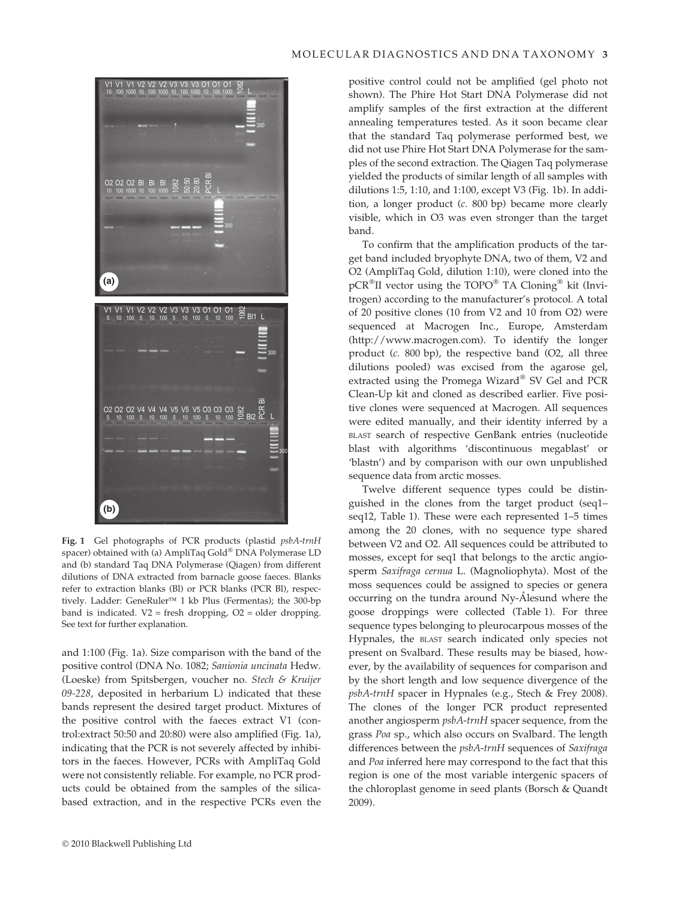Fig. 1 Gel photographs of PCR products (plastid *psbA-trnH* spacer) obtained with (a) AmpliTaq Gold® DNA Polymerase LD and (b) standard Taq DNA Polymerase (Qiagen) from different dilutions of DNA extracted from barnacle goose faeces. Blanks refer to extraction blanks (Bl) or PCR blanks (PCR Bl), respectively. Ladder: GeneRuler™ 1 kb Plus (Fermentas); the 300-bp band is indicated. V2 = fresh dropping, O2 = older dropping. See text for further explanation.

and 1:100 (Fig. 1a). Size comparison with the band of the positive control (DNA No. 1082; *Sanionia uncinata* Hedw. (Loeske) from Spitsbergen, voucher no. *Stech & Kruijer 09-228*, deposited in herbarium L) indicated that these bands represent the desired target product. Mixtures of the positive control with the faeces extract V1 (control:extract 50:50 and 20:80) were also amplified (Fig. 1a), indicating that the PCR is not severely affected by inhibitors in the faeces. However, PCRs with AmpliTaq Gold were not consistently reliable. For example, no PCR products could be obtained from the samples of the silica-based extraction, and in the respective PCRs even the positive control could not be amplified (gel photo not shown). The Phire Hot Start DNA Polymerase did not amplify samples of the first extraction at the different annealing temperatures tested. As it soon became clear that the standard Taq polymerase performed best, we did not use Phire Hot Start DNA Polymerase for the samples of the second extraction. The Qiagen Taq polymerase yielded the products of similar length of all samples with dilutions 1:5, 1:10, and 1:100, except V3 (Fig. 1b). In addition, a longer product (*c.* 800 bp) became more clearly visible, which in O3 was even stronger than the target band.

To confirm that the amplification products of the target band included bryophyte DNA, two of them, V2 and O2 (AmpliTaq Gold, dilution 1:10), were cloned into the pCR®II vector using the TOPO® TA Cloning® kit (Invitrogen) according to the manufacturer's protocol. A total of 20 positive clones (10 from V2 and 10 from O2) were sequenced at Macrogen Inc., Europe, Amsterdam (http://www.macrogen.com). To identify the longer product (*c.* 800 bp), the respective band (O2, all three dilutions pooled) was excised from the agarose gel, extracted using the Promega Wizard® SV Gel and PCR Clean-Up kit and cloned as described earlier. Five positive clones were sequenced at Macrogen. All sequences were edited manually, and their identity inferred by a BLAST search of respective GenBank entries (nucleotide blast with algorithms 'discontinuous megablast' or 'blastn') and by comparison with our own unpublished sequence data from arctic mosses.

Twelve different sequence types could be distinguished in the clones from the target product (seq1–seq12, Table 1). These were each represented 1–5 times among the 20 clones, with no sequence type shared between V2 and O2. All sequences could be attributed to mosses, except for seq1 that belongs to the arctic angiosperm *Saxifraga cernua* L. (Magnoliophyta). Most of the moss sequences could be assigned to species or genera occurring on the tundra around Ny-Ålesund where the goose droppings were collected (Table 1). For three sequence types belonging to pleurocarpous mosses of the Hypnales, the BLAST search indicated only species not present on Svalbard. These results may be biased, however, by the availability of sequences for comparison and by the short length and low sequence divergence of the *psbA-trnH* spacer in Hypnales (e.g., Stech & Frey 2008). The clones of the longer PCR product represented another angiosperm *psbA-trnH* spacer sequence, from the grass *Poa* sp., which also occurs on Svalbard. The length differences between the *psbA-trnH* sequences of *Saxifraga* and *Poa* inferred here may correspond to the fact that this region is one of the most variable intergenic spacers of the chloroplast genome in seed plants (Borsch & Quandt 2009).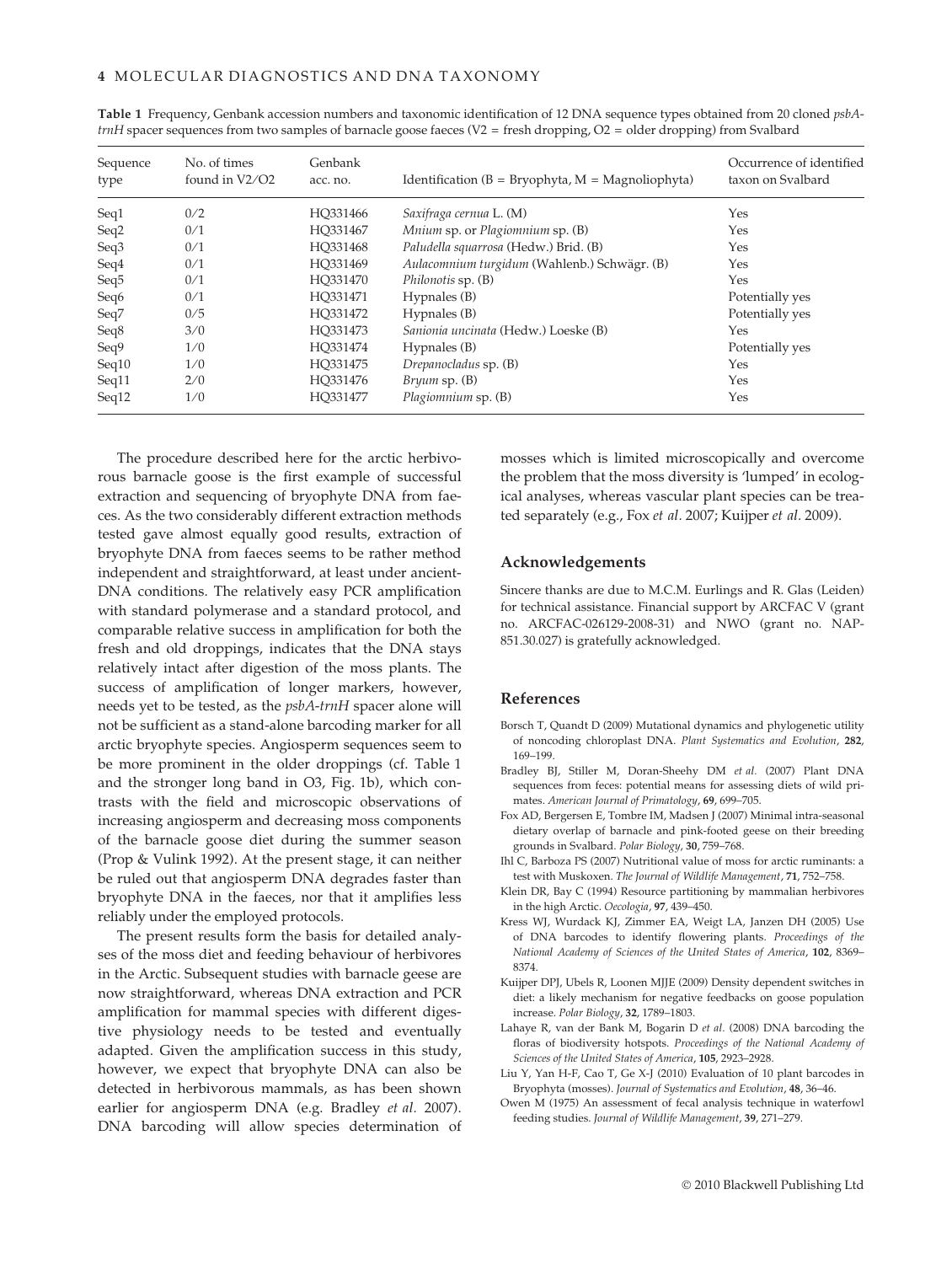**Table 1** Frequency, Genbank accession numbers and taxonomic identification of 12 DNA sequence types obtained from 20 cloned *psbA-trnH* spacer sequences from two samples of barnacle goose faeces (V2 = fresh dropping, O2 = older dropping) from Svalbard

| Sequence type | No. of times found in V2/O2 | Genbank acc. no. | Identification (B = Bryophyta, M = Magnoliophyta) | Occurrence of identified taxon on Svalbard |
|---|---|---|---|---|
| Seq1 | 0/2 | HQ331466 | *Saxifraga cernua* L. (M) | Yes |
| Seq2 | 0/1 | HQ331467 | *Mnium* sp. or *Plagiomnium* sp. (B) | Yes |
| Seq3 | 0/1 | HQ331468 | *Paludella squarrosa* (Hedw.) Brid. (B) | Yes |
| Seq4 | 0/1 | HQ331469 | *Aulacomnium turgidum* (Wahlenb.) Schwägr. (B) | Yes |
| Seq5 | 0/1 | HQ331470 | *Philonotis* sp. (B) | Yes |
| Seq6 | 0/1 | HQ331471 | Hypnales (B) | Potentially yes |
| Seq7 | 0/5 | HQ331472 | Hypnales (B) | Potentially yes |
| Seq8 | 3/0 | HQ331473 | *Sanionia uncinata* (Hedw.) Loeske (B) | Yes |
| Seq9 | 1/0 | HQ331474 | Hypnales (B) | Potentially yes |
| Seq10 | 1/0 | HQ331475 | *Drepanocladus* sp. (B) | Yes |
| Seq11 | 2/0 | HQ331476 | *Bryum* sp. (B) | Yes |
| Seq12 | 1/0 | HQ331477 | *Plagiomnium* sp. (B) | Yes |

The procedure described here for the arctic herbivorous barnacle goose is the first example of successful extraction and sequencing of bryophyte DNA from faeces. As the two considerably different extraction methods tested gave almost equally good results, extraction of bryophyte DNA from faeces seems to be rather method independent and straightforward, at least under ancient-DNA conditions. The relatively easy PCR amplification with standard polymerase and a standard protocol, and comparable relative success in amplification for both the fresh and old droppings, indicates that the DNA stays relatively intact after digestion of the moss plants. The success of amplification of longer markers, however, needs yet to be tested, as the *psbA-trnH* spacer alone will not be sufficient as a stand-alone barcoding marker for all arctic bryophyte species. Angiosperm sequences seem to be more prominent in the older droppings (cf. Table 1 and the stronger long band in O3, Fig. 1b), which contrasts with the field and microscopic observations of increasing angiosperm and decreasing moss components of the barnacle goose diet during the summer season (Prop & Vulink 1992). At the present stage, it can neither be ruled out that angiosperm DNA degrades faster than bryophyte DNA in the faeces, nor that it amplifies less reliably under the employed protocols.

The present results form the basis for detailed analyses of the moss diet and feeding behaviour of herbivores in the Arctic. Subsequent studies with barnacle geese are now straightforward, whereas DNA extraction and PCR amplification for mammal species with different digestive physiology needs to be tested and eventually adapted. Given the amplification success in this study, however, we expect that bryophyte DNA can also be detected in herbivorous mammals, as has been shown earlier for angiosperm DNA (e.g. Bradley *et al.* 2007). DNA barcoding will allow species determination of mosses which is limited microscopically and overcome the problem that the moss diversity is 'lumped' in ecological analyses, whereas vascular plant species can be treated separately (e.g., Fox *et al.* 2007; Kuijper *et al.* 2009).

## Acknowledgements

Sincere thanks are due to M.C.M. Eurlings and R. Glas (Leiden) for technical assistance. Financial support by ARCFAC V (grant no. ARCFAC-026129-2008-31) and NWO (grant no. NAP-851.30.027) is gratefully acknowledged.

## References

Borsch T, Quandt D (2009) Mutational dynamics and phylogenetic utility of noncoding chloroplast DNA. *Plant Systematics and Evolution*, **282**, 169–199.

Bradley BJ, Stiller M, Doran-Sheehy DM *et al.* (2007) Plant DNA sequences from feces: potential means for assessing diets of wild primates. *American Journal of Primatology*, **69**, 699–705.

Fox AD, Bergersen E, Tombre IM, Madsen J (2007) Minimal intra-seasonal dietary overlap of barnacle and pink-footed geese on their breeding grounds in Svalbard. *Polar Biology*, **30**, 759–768.

Ihl C, Barboza PS (2007) Nutritional value of moss for arctic ruminants: a test with Muskoxen. *The Journal of Wildlife Management*, **71**, 752–758.

Klein DR, Bay C (1994) Resource partitioning by mammalian herbivores in the high Arctic. *Oecologia*, **97**, 439–450.

Kress WJ, Wurdack KJ, Zimmer EA, Weigt LA, Janzen DH (2005) Use of DNA barcodes to identify flowering plants. *Proceedings of the National Academy of Sciences of the United States of America*, **102**, 8369–8374.

Kuijper DPJ, Ubels R, Loonen MJJE (2009) Density dependent switches in diet: a likely mechanism for negative feedbacks on goose population increase. *Polar Biology*, **32**, 1789–1803.

Lahaye R, van der Bank M, Bogarin D *et al.* (2008) DNA barcoding the floras of biodiversity hotspots. *Proceedings of the National Academy of Sciences of the United States of America*, **105**, 2923–2928.

Liu Y, Yan H-F, Cao T, Ge X-J (2010) Evaluation of 10 plant barcodes in Bryophyta (mosses). *Journal of Systematics and Evolution*, **48**, 36–46.

Owen M (1975) An assessment of fecal analysis technique in waterfowl feeding studies. *Journal of Wildlife Management*, **39**, 271–279.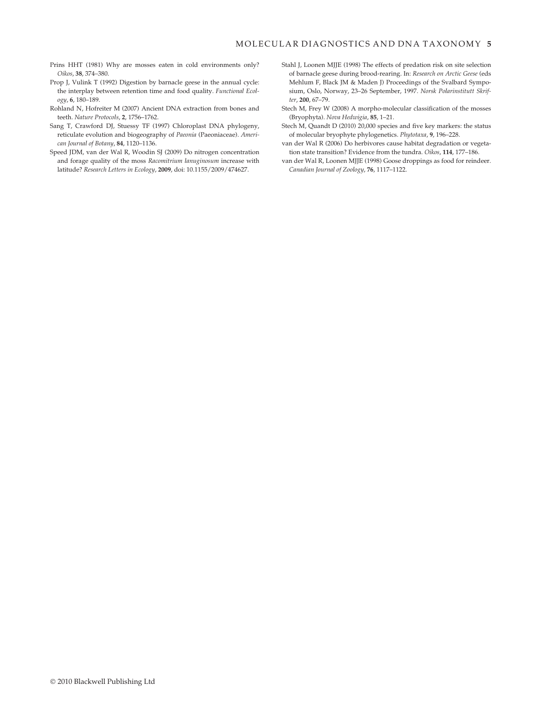Prins HHT (1981) Why are mosses eaten in cold environments only? *Oikos*, **38**, 374–380.

Prop J, Vulink T (1992) Digestion by barnacle geese in the annual cycle: the interplay between retention time and food quality. *Functional Ecology*, **6**, 180–189.

Rohland N, Hofreiter M (2007) Ancient DNA extraction from bones and teeth. *Nature Protocols*, **2**, 1756–1762.

Sang T, Crawford DJ, Stuessy TF (1997) Chloroplast DNA phylogeny, reticulate evolution and biogeography of *Paeonia* (Paeoniaceae). *American Journal of Botany*, **84**, 1120–1136.

Speed JDM, van der Wal R, Woodin SJ (2009) Do nitrogen concentration and forage quality of the moss *Racomitrium lanuginosum* increase with latitude? *Research Letters in Ecology*, **2009**, doi: 10.1155/2009/474627.

Stahl J, Loonen MJJE (1998) The effects of predation risk on site selection of barnacle geese during brood-rearing. In: *Research on Arctic Geese* (eds Mehlum F, Black JM & Maden J) Proceedings of the Svalbard Symposium, Oslo, Norway, 23–26 September, 1997. *Norsk Polarinstitutt Skrifter*, **200**, 67–79.

Stech M, Frey W (2008) A morpho-molecular classification of the mosses (Bryophyta). *Nova Hedwigia*, **85**, 1–21.

Stech M, Quandt D (2010) 20,000 species and five key markers: the status of molecular bryophyte phylogenetics. *Phytotaxa*, **9**, 196–228.

van der Wal R (2006) Do herbivores cause habitat degradation or vegetation state transition? Evidence from the tundra. *Oikos*, **114**, 177–186.

van der Wal R, Loonen MJJE (1998) Goose droppings as food for reindeer. *Canadian Journal of Zoology*, **76**, 1117–1122.

© 2010 Blackwell Publishing Ltd